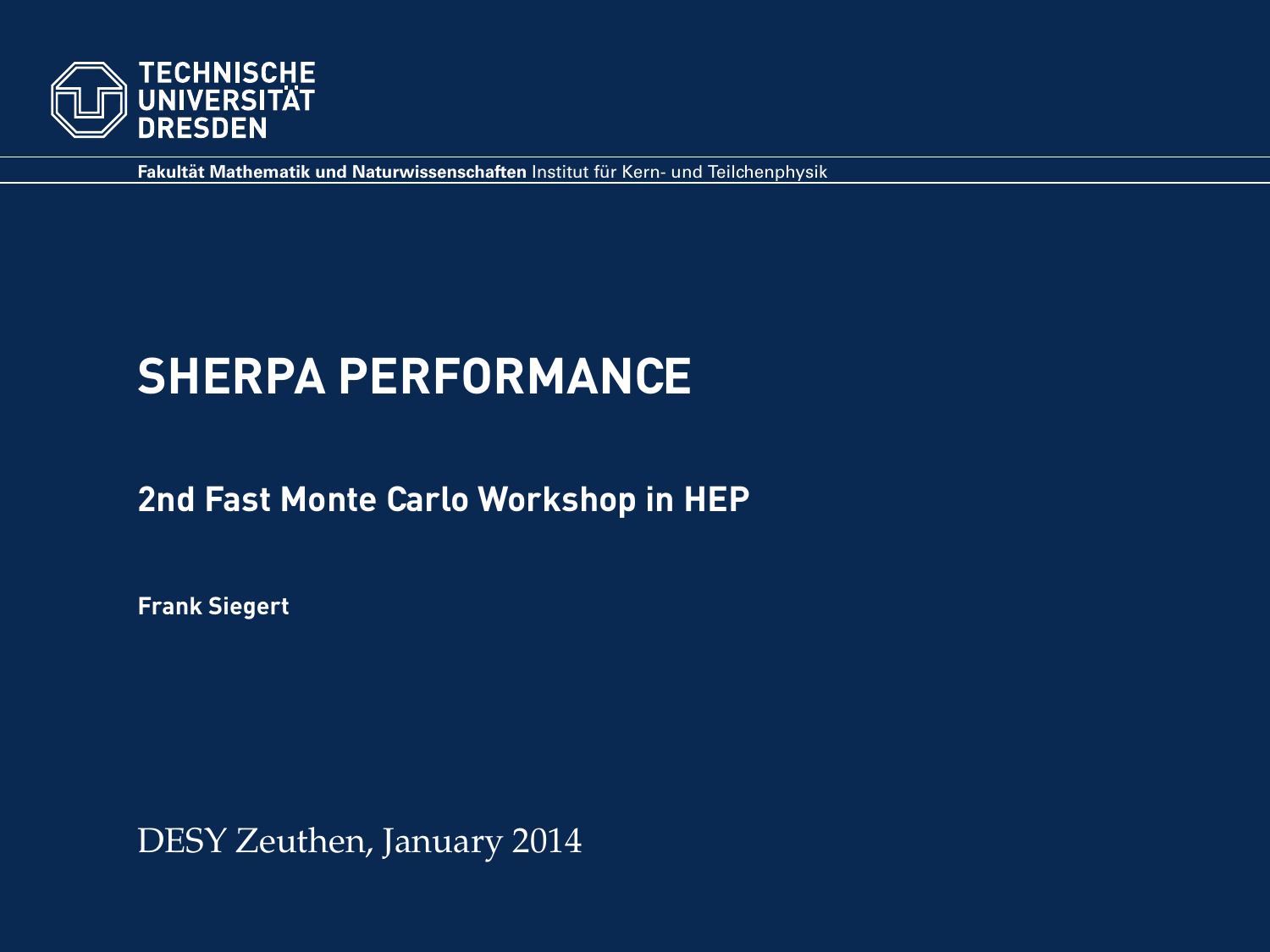TECHNISCHE UNIVERSITÄT DRESDEN

**Fakultät Mathematik und Naturwissenschaften** Institut für Kern- und Teilchenphysik

# SHERPA PERFORMANCE

## 2nd Fast Monte Carlo Workshop in HEP

**Frank Siegert**

DESY Zeuthen, January 2014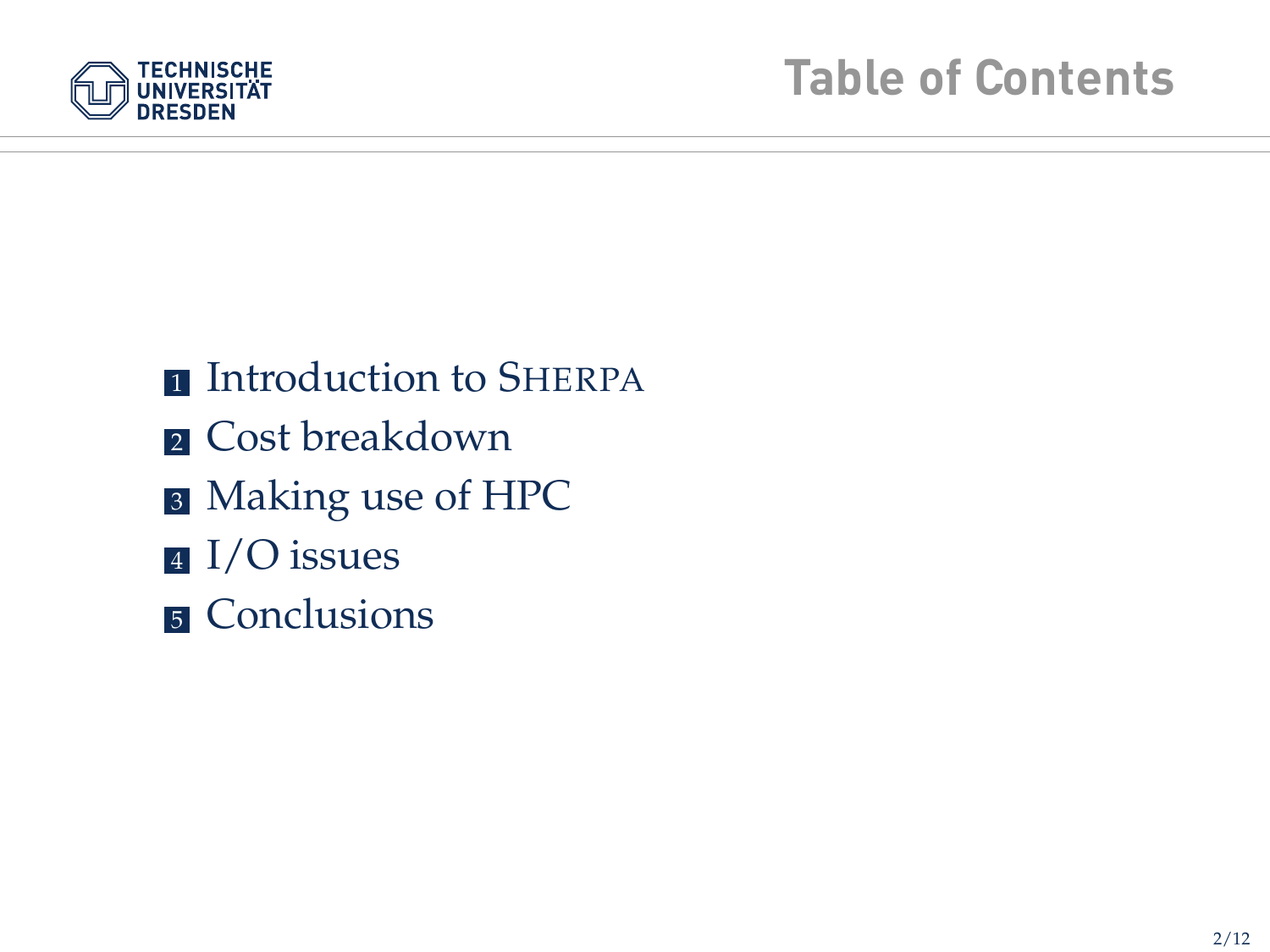# Table of Contents

1. Introduction to SHERPA
2. Cost breakdown
3. Making use of HPC
4. I/O issues
5. Conclusions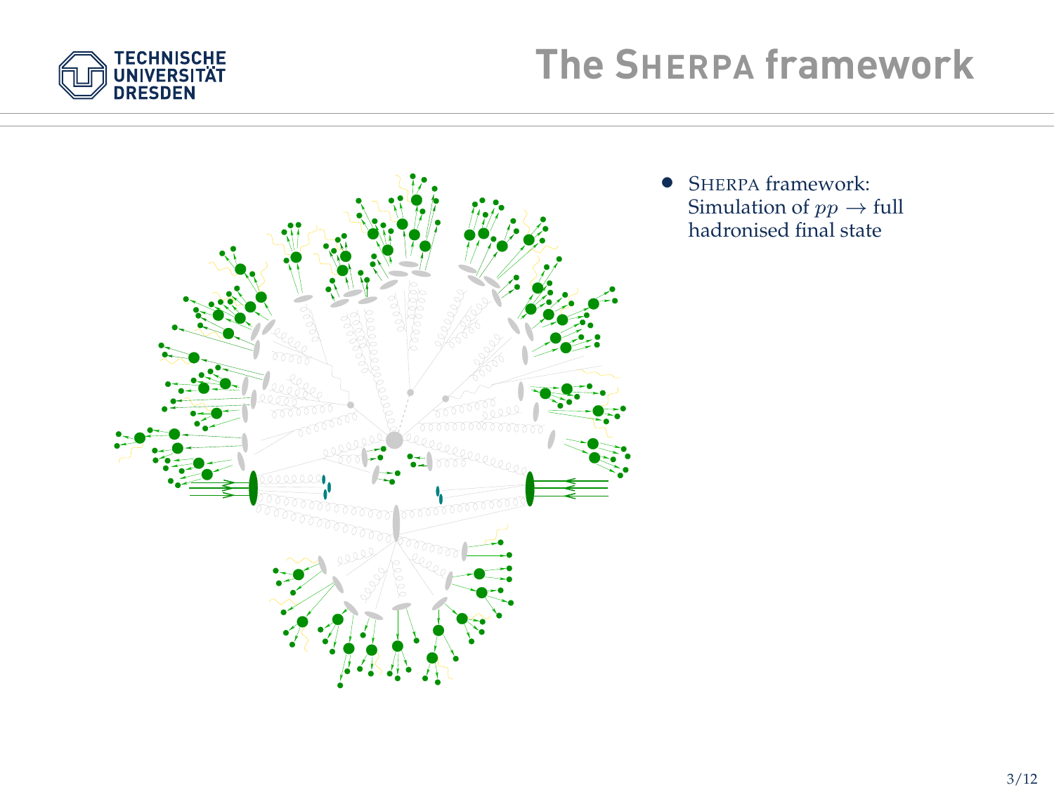# The SHERPA framework

- SHERPA framework: Simulation of $pp \to$ full hadronised final state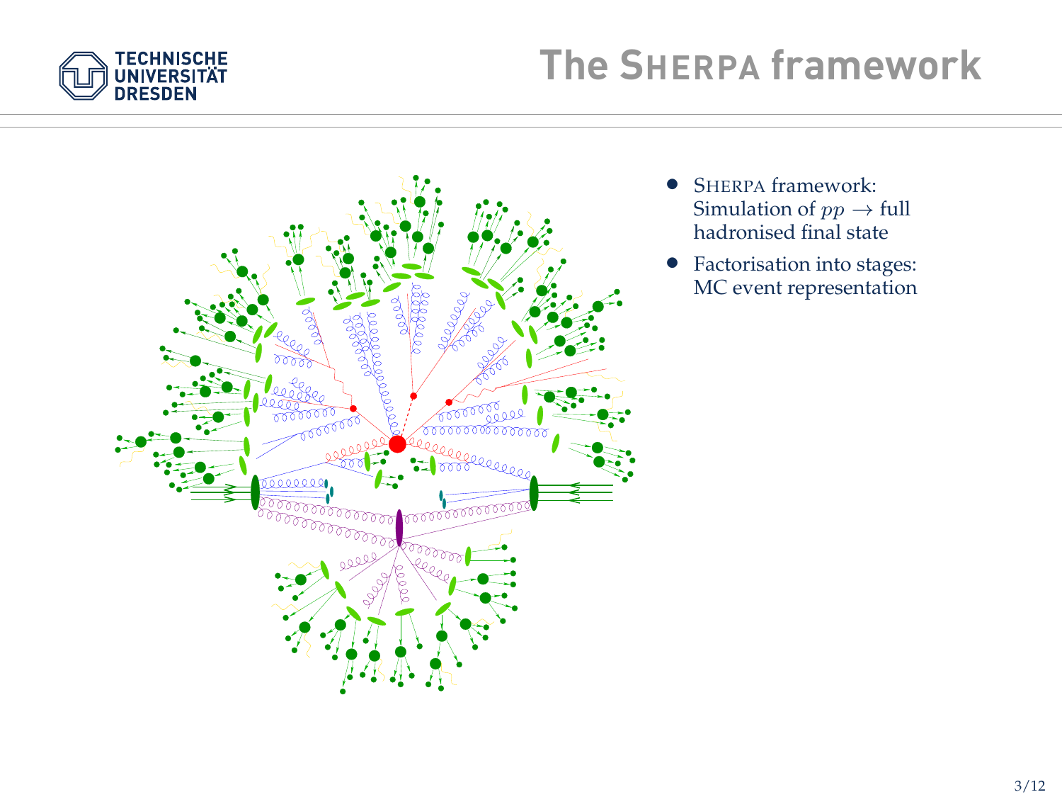# The SHERPA framework

- SHERPA framework: Simulation of $pp \rightarrow$ full hadronised final state
- Factorisation into stages: MC event representation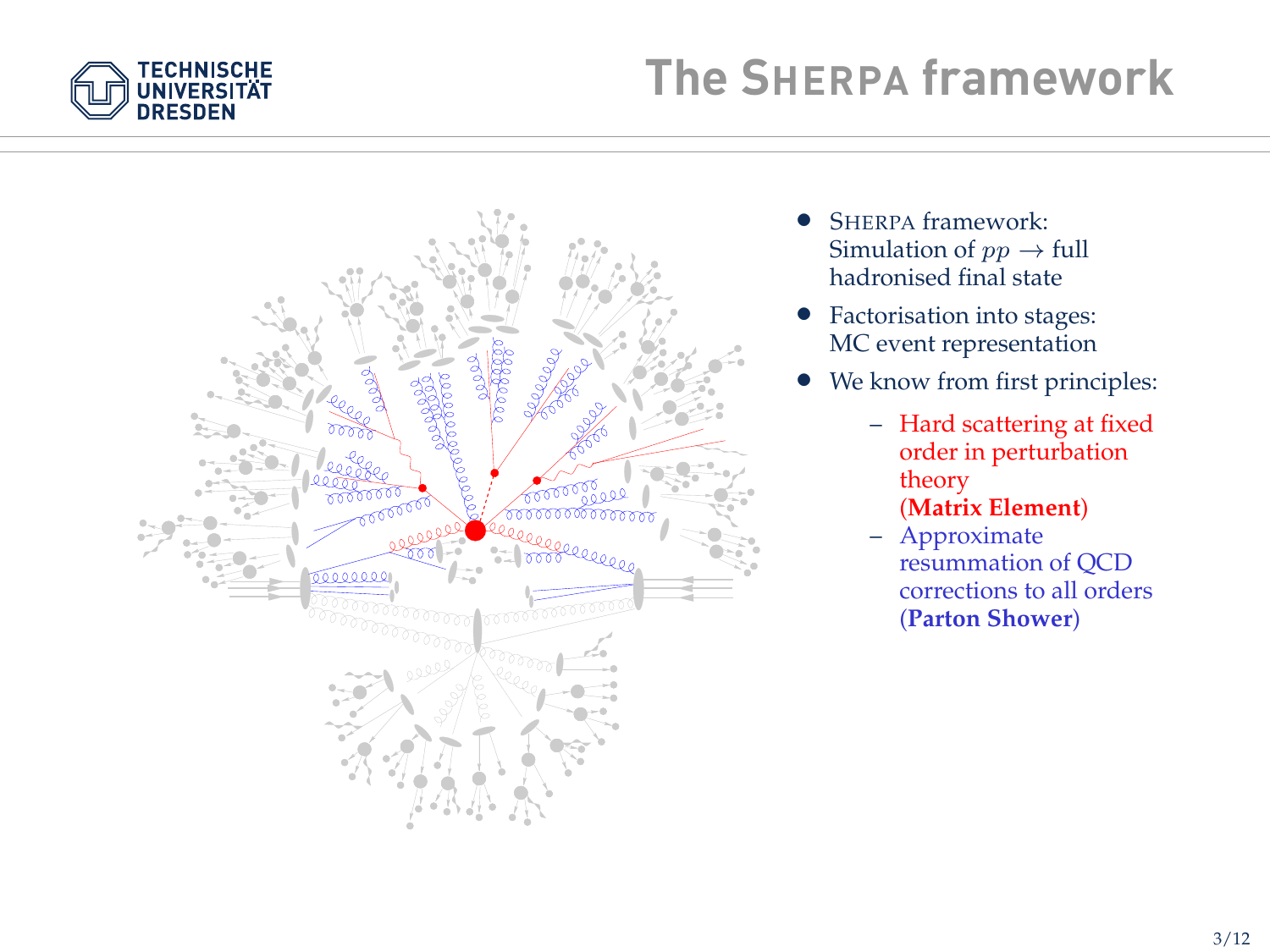# The SHERPA framework

- SHERPA framework: Simulation of $pp \to$ full hadronised final state
- Factorisation into stages: MC event representation
- We know from first principles:
  - Hard scattering at fixed order in perturbation theory (**Matrix Element**)
  - Approximate resummation of QCD corrections to all orders (**Parton Shower**)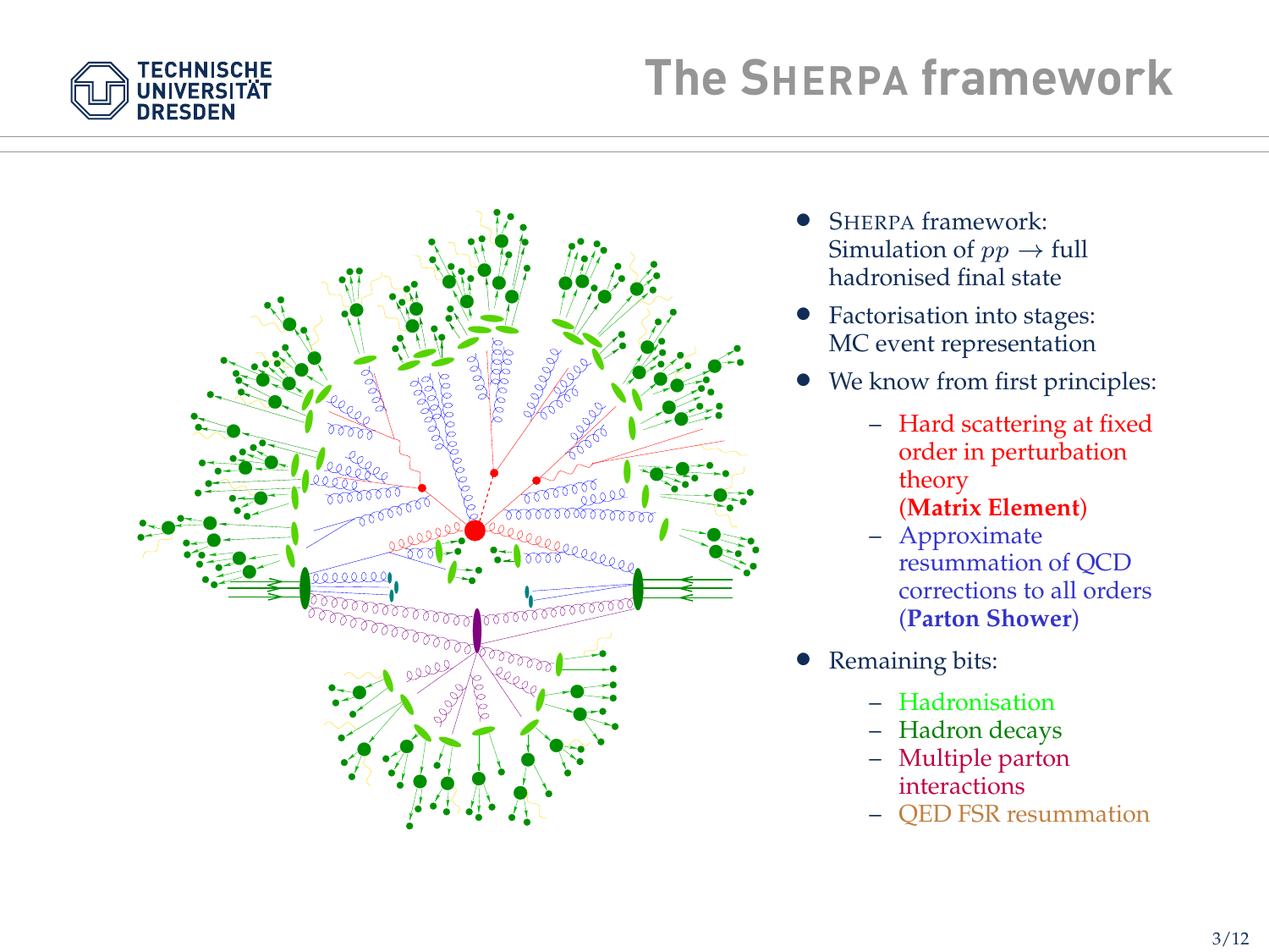# The SHERPA framework

- SHERPA framework: Simulation of $pp \to$ full hadronised final state
- Factorisation into stages: MC event representation
- We know from first principles:
  - Hard scattering at fixed order in perturbation theory (**Matrix Element**)
  - Approximate resummation of QCD corrections to all orders (**Parton Shower**)
- Remaining bits:
  - Hadronisation
  - Hadron decays
  - Multiple parton interactions
  - QED FSR resummation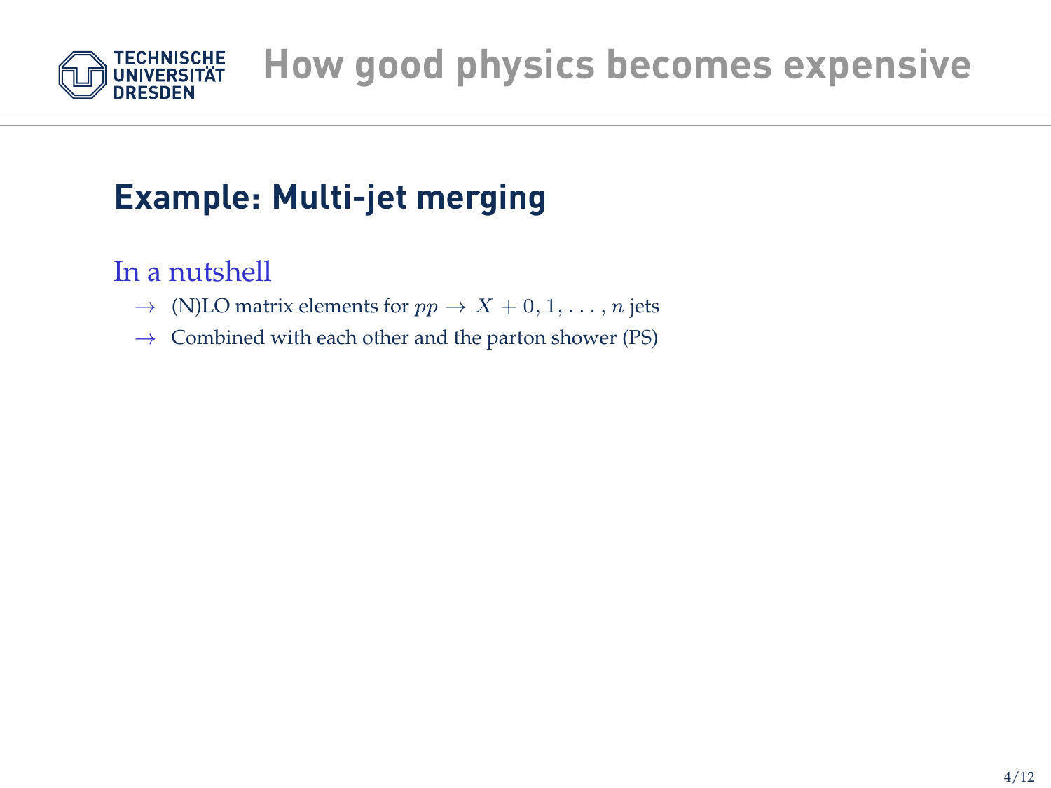# How good physics becomes expensive

## Example: Multi-jet merging

### In a nutshell

- → (N)LO matrix elements for $pp \to X + 0, 1, \ldots, n$ jets
- → Combined with each other and the parton shower (PS)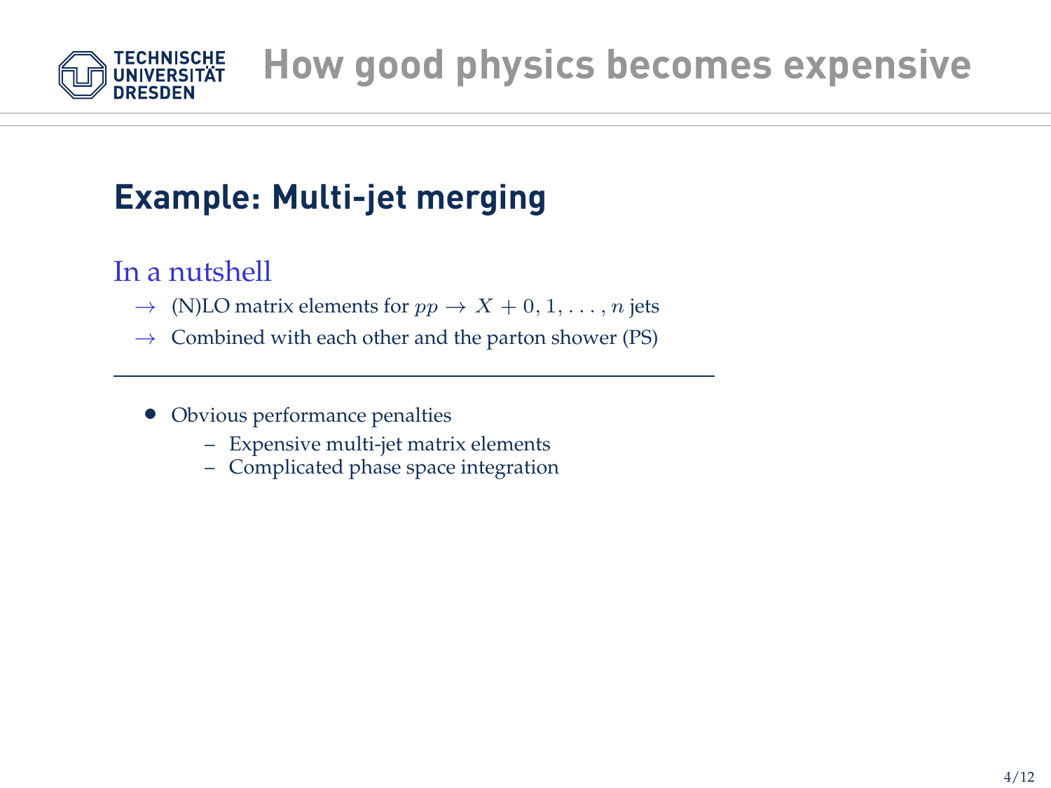# How good physics becomes expensive

## Example: Multi-jet merging

### In a nutshell

- $\rightarrow$ (N)LO matrix elements for $pp \rightarrow X + 0, 1, \ldots, n$ jets
- $\rightarrow$ Combined with each other and the parton shower (PS)

---

- Obvious performance penalties
  - Expensive multi-jet matrix elements
  - Complicated phase space integration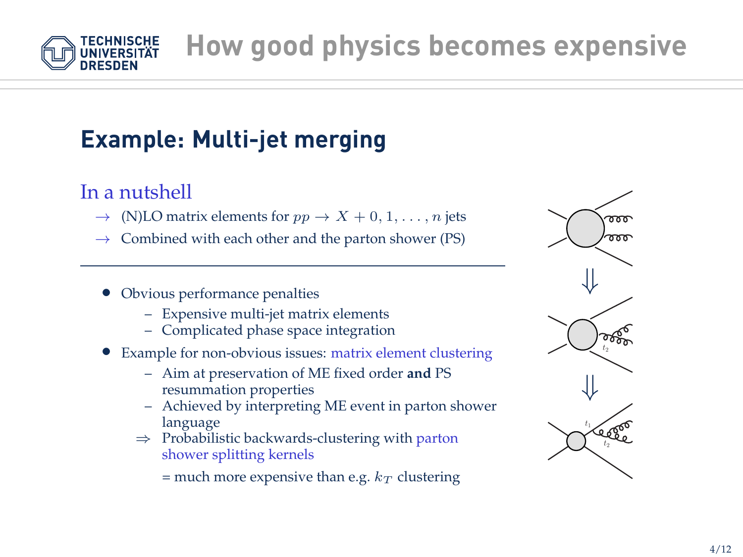# How good physics becomes expensive

## Example: Multi-jet merging

### In a nutshell

→ (N)LO matrix elements for $pp \to X + 0, 1, \ldots, n$ jets

→ Combined with each other and the parton shower (PS)

---

- Obvious performance penalties
  - Expensive multi-jet matrix elements
  - Complicated phase space integration
- Example for non-obvious issues: matrix element clustering
  - Aim at preservation of ME fixed order **and** PS resummation properties
  - Achieved by interpreting ME event in parton shower language

  ⇒ Probabilistic backwards-clustering with parton shower splitting kernels

  = much more expensive than e.g. $k_T$ clustering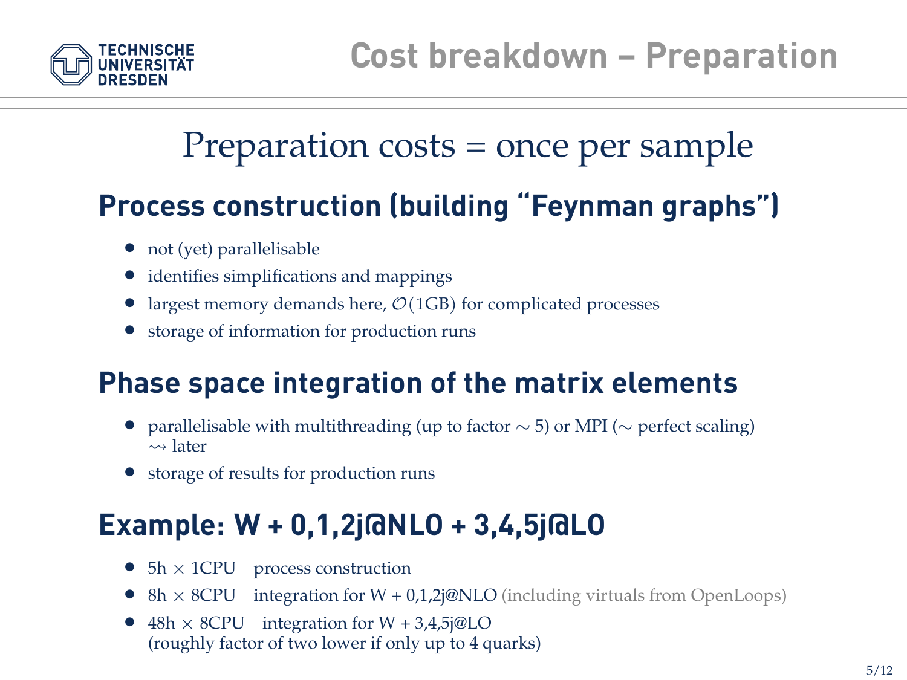# Cost breakdown – Preparation

## Preparation costs = once per sample

### Process construction (building "Feynman graphs")

- not (yet) parallelisable
- identifies simplifications and mappings
- largest memory demands here, $\mathcal{O}(1\text{GB})$ for complicated processes
- storage of information for production runs

### Phase space integration of the matrix elements

- parallelisable with multithreading (up to factor $\sim 5$) or MPI ($\sim$ perfect scaling) $\rightsquigarrow$ later
- storage of results for production runs

### Example: W + 0,1,2j@NLO + 3,4,5j@LO

- 5h $\times$ 1CPU process construction
- 8h $\times$ 8CPU integration for W + 0,1,2j@NLO (including virtuals from OpenLoops)
- 48h $\times$ 8CPU integration for W + 3,4,5j@LO
  (roughly factor of two lower if only up to 4 quarks)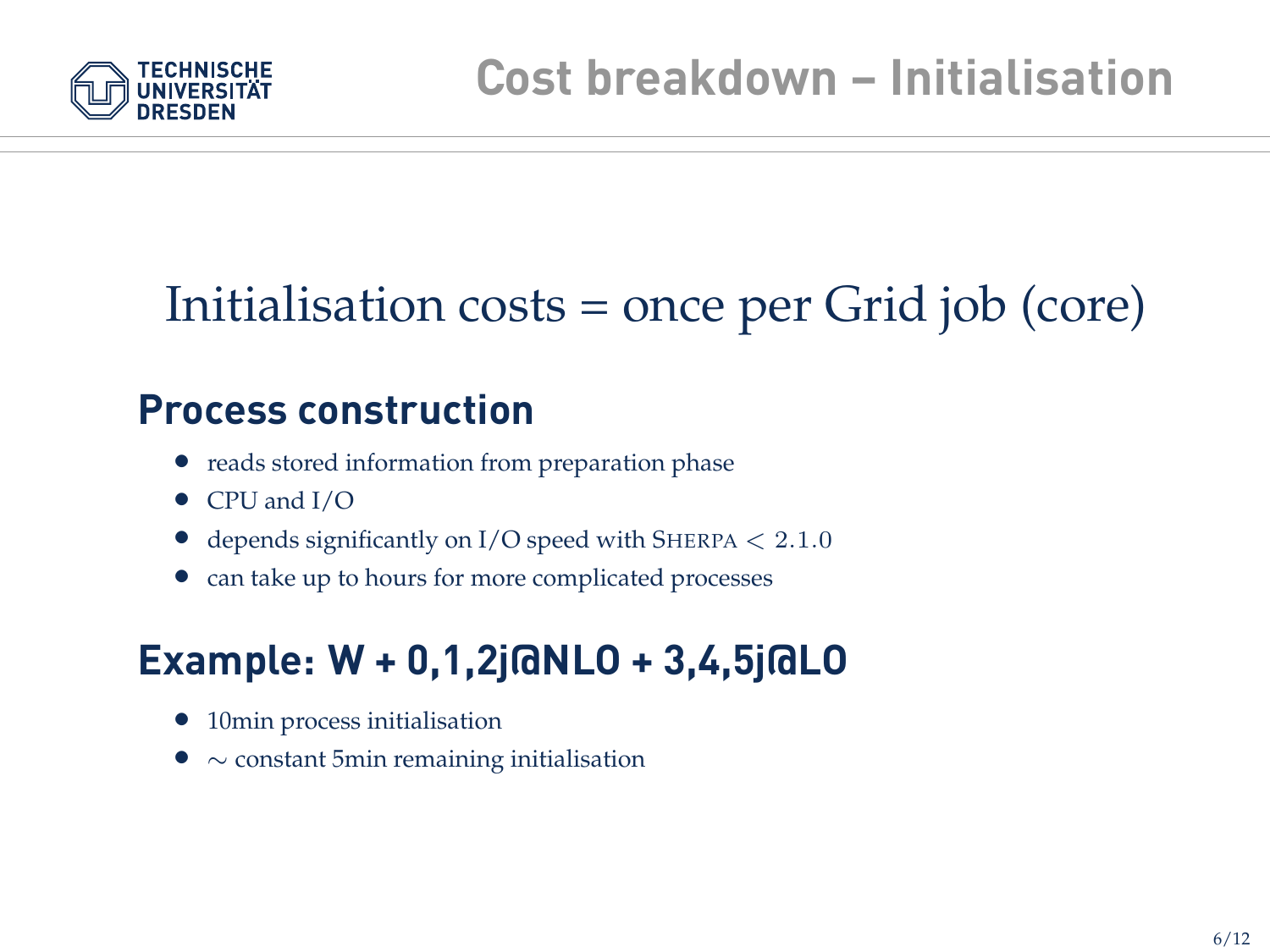# Cost breakdown – Initialisation

Initialisation costs = once per Grid job (core)

## Process construction

- reads stored information from preparation phase
- CPU and I/O
- depends significantly on I/O speed with SHERPA $< 2.1.0$
- can take up to hours for more complicated processes

## Example: W + 0,1,2j@NLO + 3,4,5j@LO

- 10min process initialisation
- $\sim$ constant 5min remaining initialisation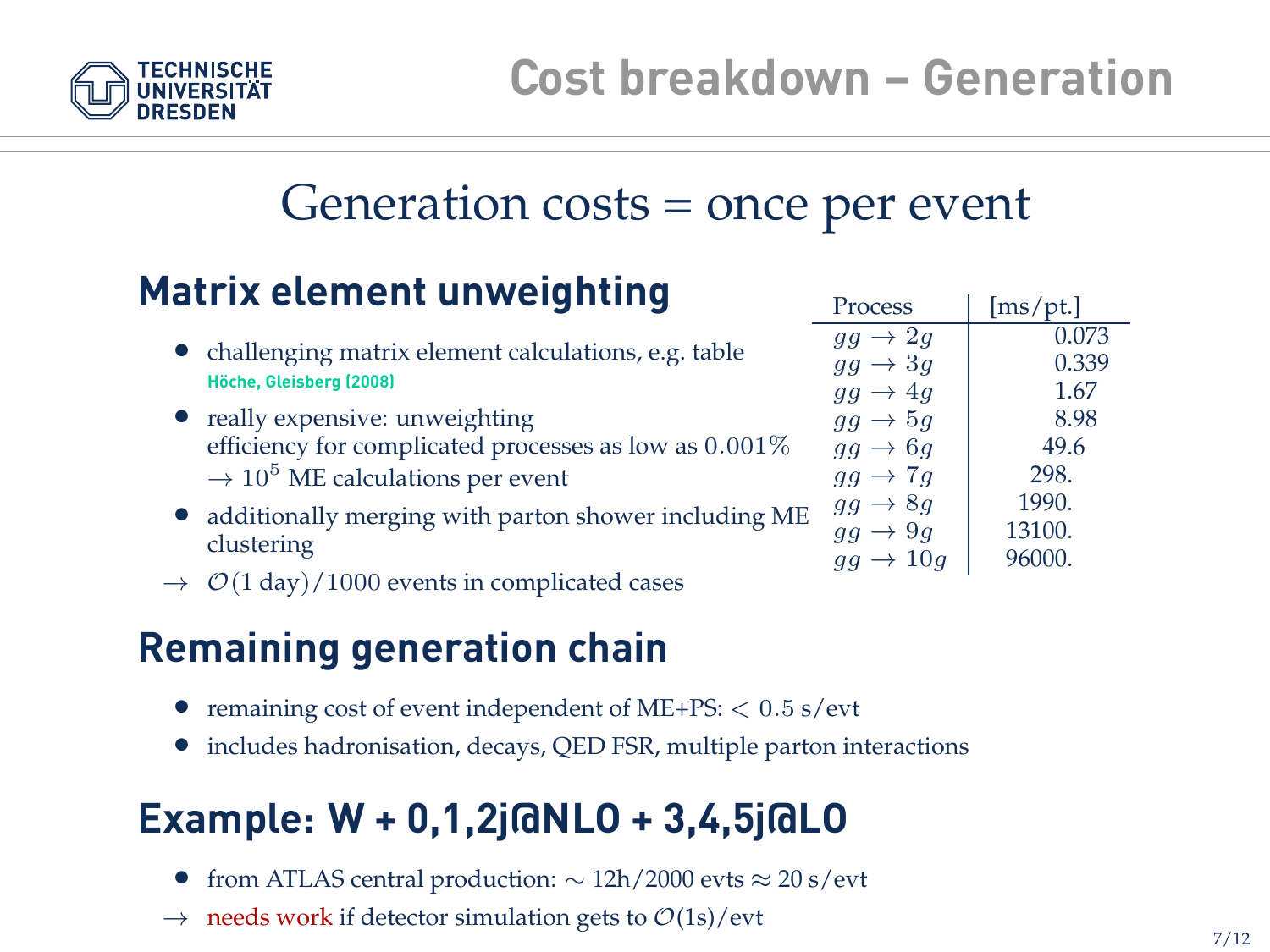# Cost breakdown – Generation

## Generation costs = once per event

### Matrix element unweighting

- challenging matrix element calculations, e.g. table
  Höche, Gleisberg (2008)
- really expensive: unweighting
  efficiency for complicated processes as low as $0.001\%$
  $\rightarrow 10^5$ ME calculations per event
- additionally merging with parton shower including ME clustering

$\rightarrow$ $\mathcal{O}(1\text{ day})/1000$ events in complicated cases

| Process | [ms/pt.] |
|---|---|
| $gg \rightarrow 2g$ | 0.073 |
| $gg \rightarrow 3g$ | 0.339 |
| $gg \rightarrow 4g$ | 1.67 |
| $gg \rightarrow 5g$ | 8.98 |
| $gg \rightarrow 6g$ | 49.6 |
| $gg \rightarrow 7g$ | 298. |
| $gg \rightarrow 8g$ | 1990. |
| $gg \rightarrow 9g$ | 13100. |
| $gg \rightarrow 10g$ | 96000. |

### Remaining generation chain

- remaining cost of event independent of ME+PS: $< 0.5$ s/evt
- includes hadronisation, decays, QED FSR, multiple parton interactions

### Example: W + 0,1,2j@NLO + 3,4,5j@LO

- from ATLAS central production: $\sim$ 12h/2000 evts $\approx$ 20 s/evt

$\rightarrow$ needs work if detector simulation gets to $\mathcal{O}(1\text{s})$/evt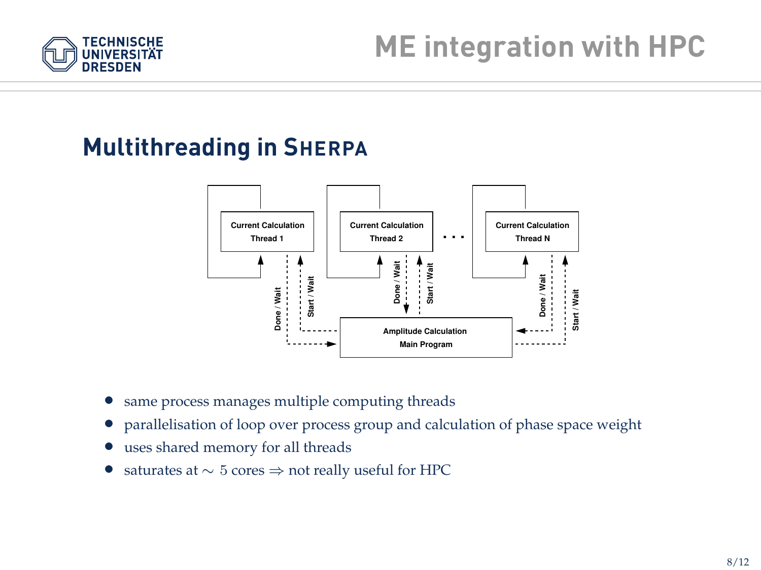# ME integration with HPC

## Multithreading in SHERPA

- same process manages multiple computing threads
- parallelisation of loop over process group and calculation of phase space weight
- uses shared memory for all threads
- saturates at $\sim$ 5 cores $\Rightarrow$ not really useful for HPC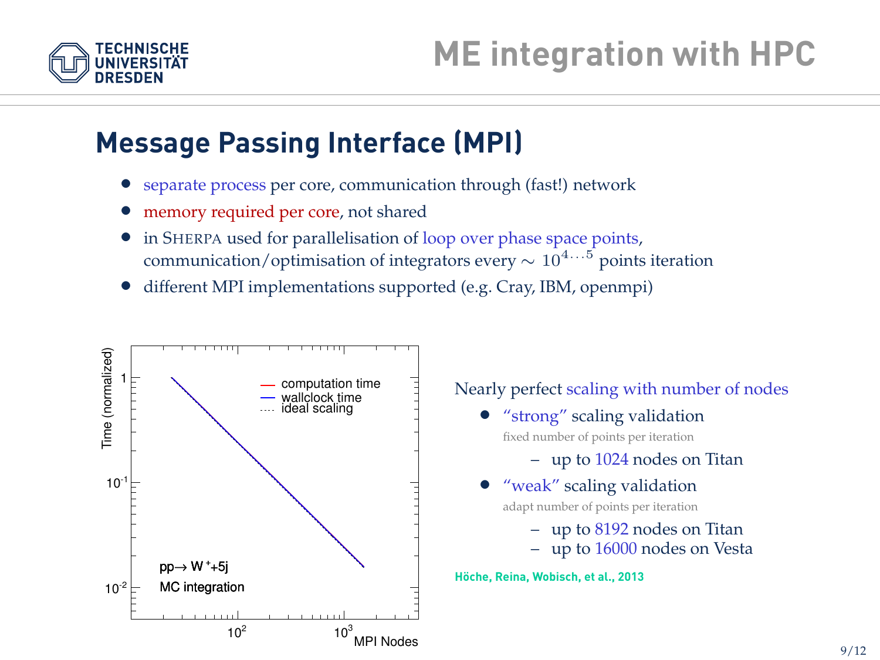# ME integration with HPC

## Message Passing Interface (MPI)

- separate process per core, communication through (fast!) network
- memory required per core, not shared
- in SHERPA used for parallelisation of loop over phase space points, communication/optimisation of integrators every $\sim 10^{4...5}$ points iteration
- different MPI implementations supported (e.g. Cray, IBM, openmpi)

Nearly perfect scaling with number of nodes

- "strong" scaling validation
  fixed number of points per iteration
  - up to 1024 nodes on Titan
- "weak" scaling validation
  adapt number of points per iteration
  - up to 8192 nodes on Titan
  - up to 16000 nodes on Vesta

**Höche, Reina, Wobisch, et al., 2013**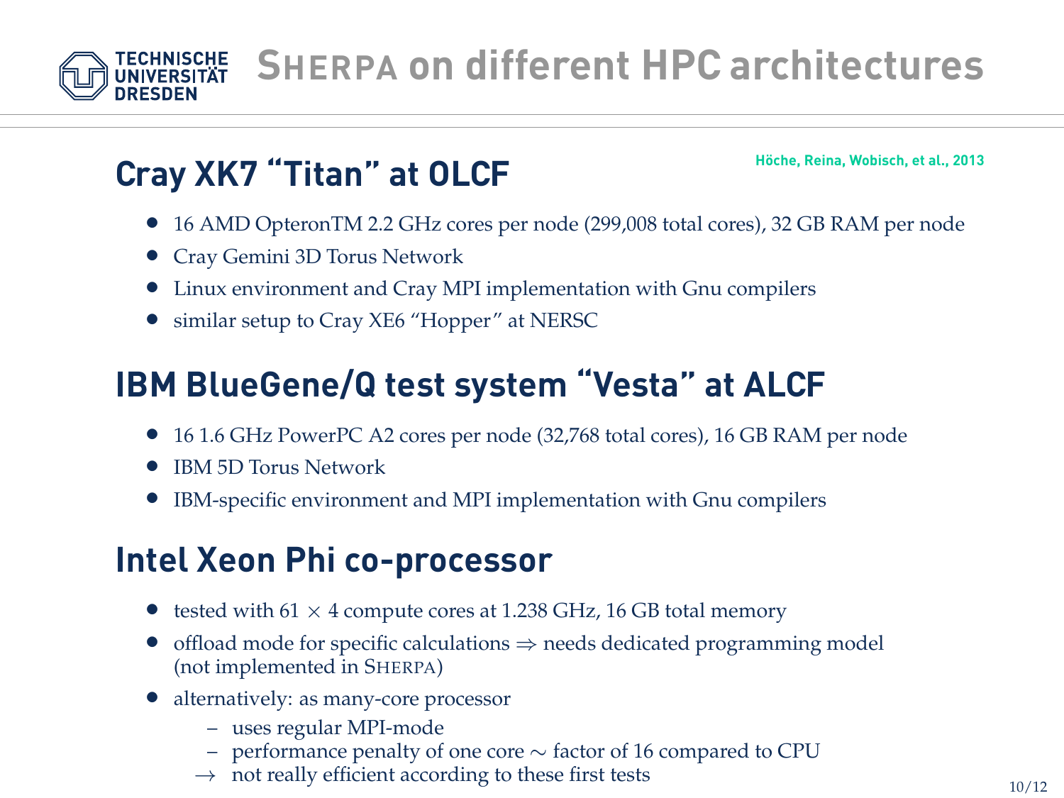# SHERPA on different HPC architectures

## Cray XK7 "Titan" at OLCF

Höche, Reina, Wobisch, et al., 2013

- 16 AMD OpteronTM 2.2 GHz cores per node (299,008 total cores), 32 GB RAM per node
- Cray Gemini 3D Torus Network
- Linux environment and Cray MPI implementation with Gnu compilers
- similar setup to Cray XE6 "Hopper" at NERSC

## IBM BlueGene/Q test system "Vesta" at ALCF

- 16 1.6 GHz PowerPC A2 cores per node (32,768 total cores), 16 GB RAM per node
- IBM 5D Torus Network
- IBM-specific environment and MPI implementation with Gnu compilers

## Intel Xeon Phi co-processor

- tested with 61 $\times$ 4 compute cores at 1.238 GHz, 16 GB total memory
- offload mode for specific calculations $\Rightarrow$ needs dedicated programming model (not implemented in SHERPA)
- alternatively: as many-core processor
  - uses regular MPI-mode
  - performance penalty of one core $\sim$ factor of 16 compared to CPU

  $\rightarrow$ not really efficient according to these first tests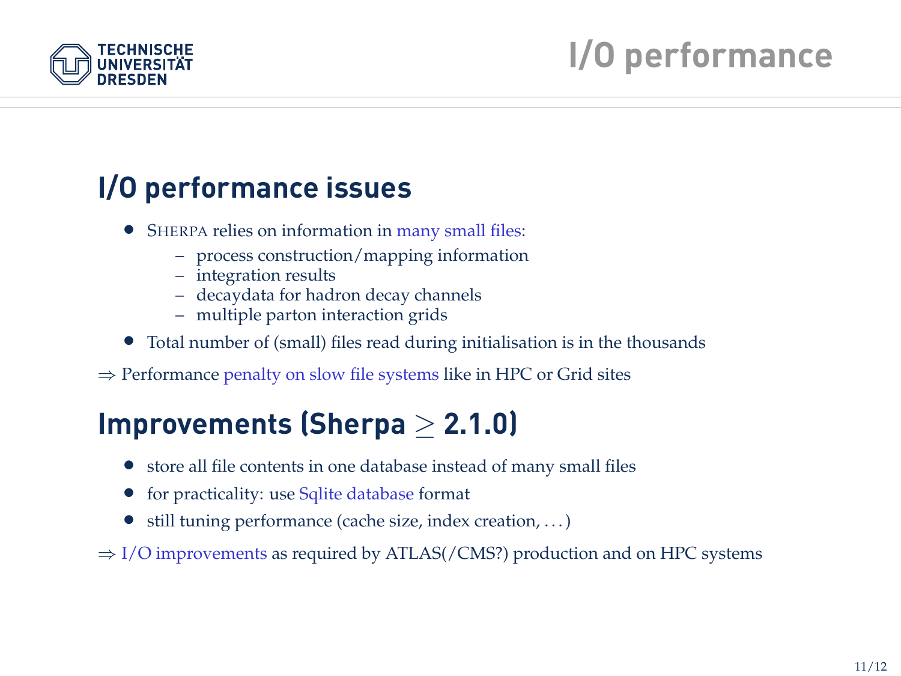# I/O performance

## I/O performance issues

- SHERPA relies on information in many small files:
  - process construction/mapping information
  - integration results
  - decaydata for hadron decay channels
  - multiple parton interaction grids
- Total number of (small) files read during initialisation is in the thousands

⇒ Performance penalty on slow file systems like in HPC or Grid sites

## Improvements (Sherpa $\geq$ 2.1.0)

- store all file contents in one database instead of many small files
- for practicality: use Sqlite database format
- still tuning performance (cache size, index creation, ...)

⇒ I/O improvements as required by ATLAS(/CMS?) production and on HPC systems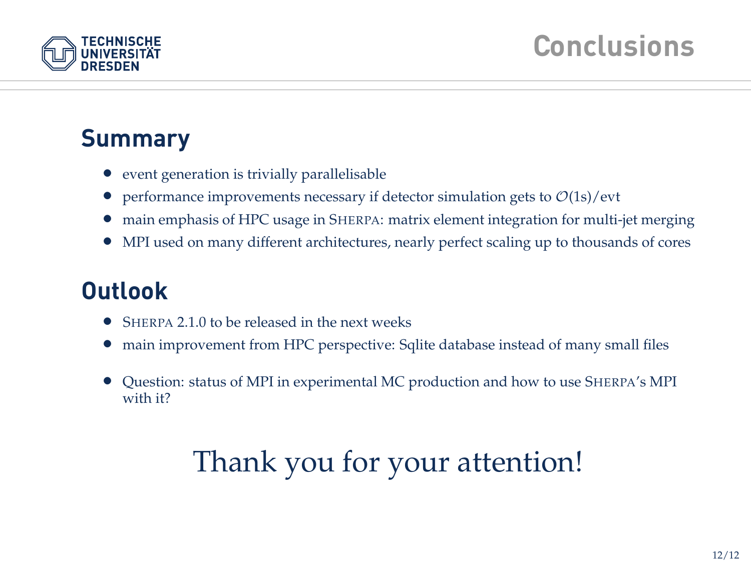# Conclusions

## Summary

- event generation is trivially parallelisable
- performance improvements necessary if detector simulation gets to $\mathcal{O}(1\text{s})/\text{evt}$
- main emphasis of HPC usage in SHERPA: matrix element integration for multi-jet merging
- MPI used on many different architectures, nearly perfect scaling up to thousands of cores

## Outlook

- SHERPA 2.1.0 to be released in the next weeks
- main improvement from HPC perspective: Sqlite database instead of many small files
- Question: status of MPI in experimental MC production and how to use SHERPA's MPI with it?

Thank you for your attention!